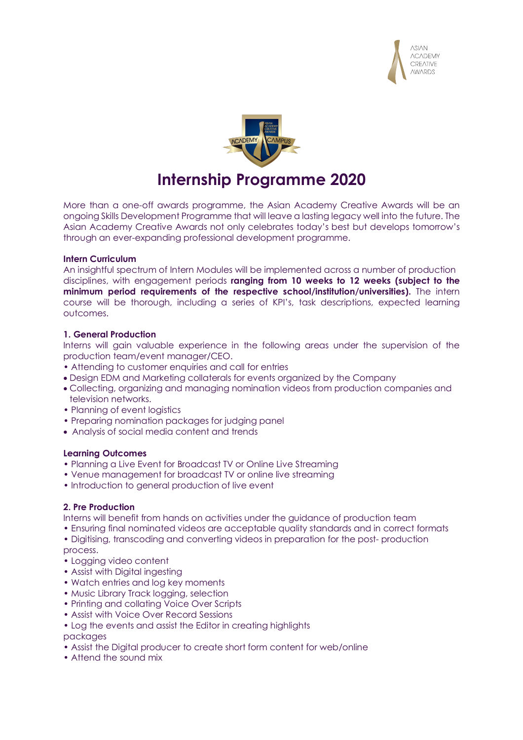# Internship Programme 2020

More than a one-off awards programme, the Asian Academy Creative Awards will be an ongoing Skills Development Programme that will leave a lasting legacy well into the future. The Asian Academy Creative Awards not only celebrates today's best but develops tomorrow's through an ever-expanding professional development programme.

**Intern Curriculum**

An insightful spectrum of Intern Modules will be implemented across a number of production disciplines, with engagement periods **ranging from 10 weeks to 12 weeks (subject to the minimum period requirements of the respective school/institution/universities).** The intern course will be thorough, including a series of KPI's, task descriptions, expected learning outcomes.

**1. General Production**

Interns will gain valuable experience in the following areas under the supervision of the production team/event manager/CEO.

- Attending to customer enquiries and call for entries
- Design EDM and Marketing collaterals for events organized by the Company
- Collecting, organizing and managing nomination videos from production companies and television networks.
- Planning of event logistics
- Preparing nomination packages for judging panel
- Analysis of social media content and trends

**Learning Outcomes**

- Planning a Live Event for Broadcast TV or Online Live Streaming
- Venue management for broadcast TV or online live streaming
- Introduction to general production of live event

**2. Pre Production**

Interns will benefit from hands on activities under the guidance of production team

- Ensuring final nominated videos are acceptable quality standards and in correct formats
- Digitising, transcoding and converting videos in preparation for the post- production process.
- Logging video content
- Assist with Digital ingesting
- Watch entries and log key moments
- Music Library Track logging, selection
- Printing and collating Voice Over Scripts
- Assist with Voice Over Record Sessions
- Log the events and assist the Editor in creating highlights packages
- Assist the Digital producer to create short form content for web/online
- Attend the sound mix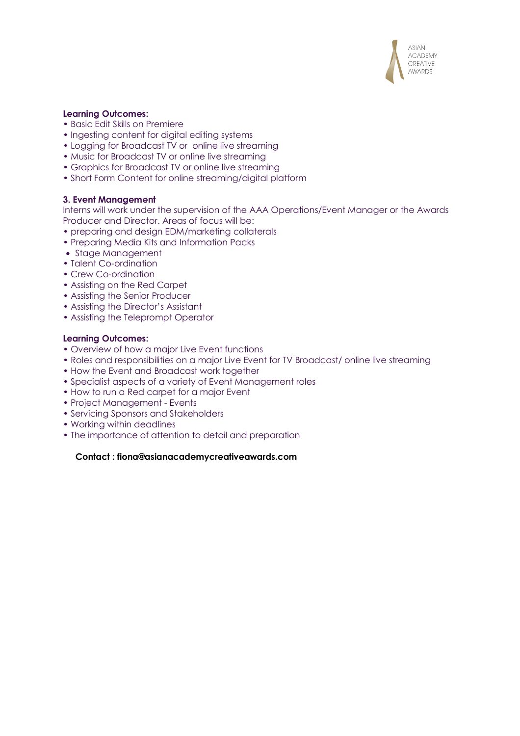**Learning Outcomes:**

- Basic Edit Skills on Premiere
- Ingesting content for digital editing systems
- Logging for Broadcast TV or online live streaming
- Music for Broadcast TV or online live streaming
- Graphics for Broadcast TV or online live streaming
- Short Form Content for online streaming/digital platform

**3. Event Management**

Interns will work under the supervision of the AAA Operations/Event Manager or the Awards Producer and Director. Areas of focus will be:

- preparing and design EDM/marketing collaterals
- Preparing Media Kits and Information Packs
- Stage Management
- Talent Co-ordination
- Crew Co-ordination
- Assisting on the Red Carpet
- Assisting the Senior Producer
- Assisting the Director's Assistant
- Assisting the Teleprompt Operator

**Learning Outcomes:**

- Overview of how a major Live Event functions
- Roles and responsibilities on a major Live Event for TV Broadcast/ online live streaming
- How the Event and Broadcast work together
- Specialist aspects of a variety of Event Management roles
- How to run a Red carpet for a major Event
- Project Management - Events
- Servicing Sponsors and Stakeholders
- Working within deadlines
- The importance of attention to detail and preparation

**Contact : fiona@asianacademycreativeawards.com**